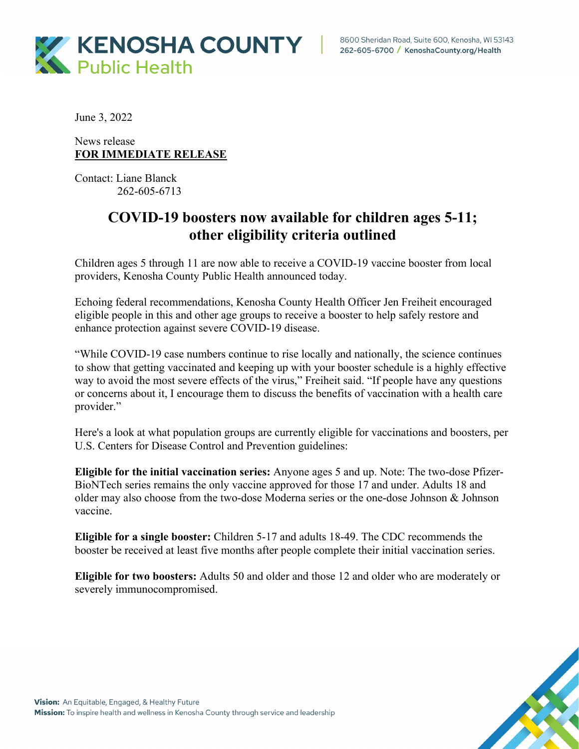# KENOSHA COUNTY Public Health

8600 Sheridan Road, Suite 600, Kenosha, WI 53143
262-605-6700 / KenoshaCounty.org/Health

June 3, 2022

News release
**FOR IMMEDIATE RELEASE**

Contact: Liane Blanck
262-605-6713

## COVID-19 boosters now available for children ages 5-11; other eligibility criteria outlined

Children ages 5 through 11 are now able to receive a COVID-19 vaccine booster from local providers, Kenosha County Public Health announced today.

Echoing federal recommendations, Kenosha County Health Officer Jen Freiheit encouraged eligible people in this and other age groups to receive a booster to help safely restore and enhance protection against severe COVID-19 disease.

"While COVID-19 case numbers continue to rise locally and nationally, the science continues to show that getting vaccinated and keeping up with your booster schedule is a highly effective way to avoid the most severe effects of the virus," Freiheit said. "If people have any questions or concerns about it, I encourage them to discuss the benefits of vaccination with a health care provider."

Here's a look at what population groups are currently eligible for vaccinations and boosters, per U.S. Centers for Disease Control and Prevention guidelines:

**Eligible for the initial vaccination series:** Anyone ages 5 and up. Note: The two-dose Pfizer-BioNTech series remains the only vaccine approved for those 17 and under. Adults 18 and older may also choose from the two-dose Moderna series or the one-dose Johnson & Johnson vaccine.

**Eligible for a single booster:** Children 5-17 and adults 18-49. The CDC recommends the booster be received at least five months after people complete their initial vaccination series.

**Eligible for two boosters:** Adults 50 and older and those 12 and older who are moderately or severely immunocompromised.

**Vision:** An Equitable, Engaged, & Healthy Future
**Mission:** To inspire health and wellness in Kenosha County through service and leadership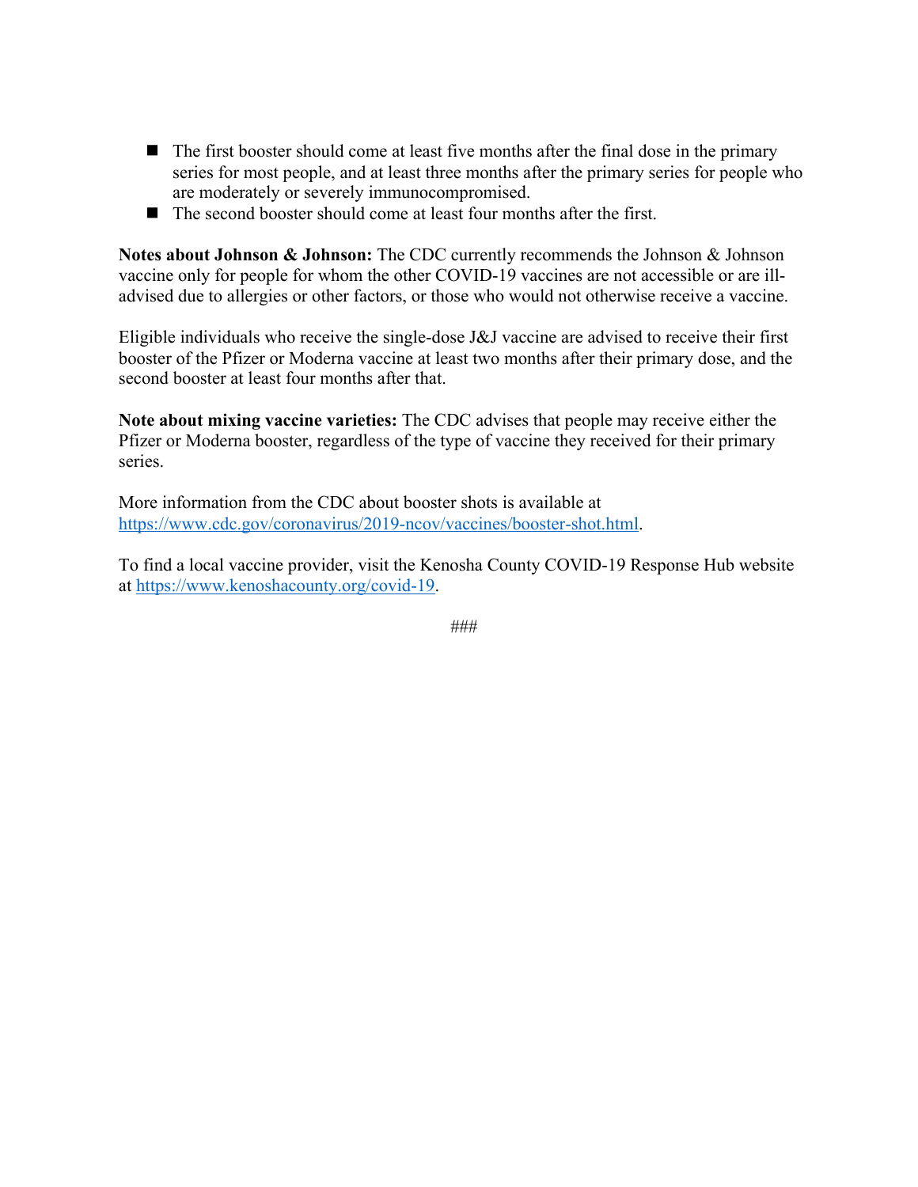- The first booster should come at least five months after the final dose in the primary series for most people, and at least three months after the primary series for people who are moderately or severely immunocompromised.
- The second booster should come at least four months after the first.

**Notes about Johnson & Johnson:** The CDC currently recommends the Johnson & Johnson vaccine only for people for whom the other COVID-19 vaccines are not accessible or are ill-advised due to allergies or other factors, or those who would not otherwise receive a vaccine.

Eligible individuals who receive the single-dose J&J vaccine are advised to receive their first booster of the Pfizer or Moderna vaccine at least two months after their primary dose, and the second booster at least four months after that.

**Note about mixing vaccine varieties:** The CDC advises that people may receive either the Pfizer or Moderna booster, regardless of the type of vaccine they received for their primary series.

More information from the CDC about booster shots is available at https://www.cdc.gov/coronavirus/2019-ncov/vaccines/booster-shot.html.

To find a local vaccine provider, visit the Kenosha County COVID-19 Response Hub website at https://www.kenoshacounty.org/covid-19.

###